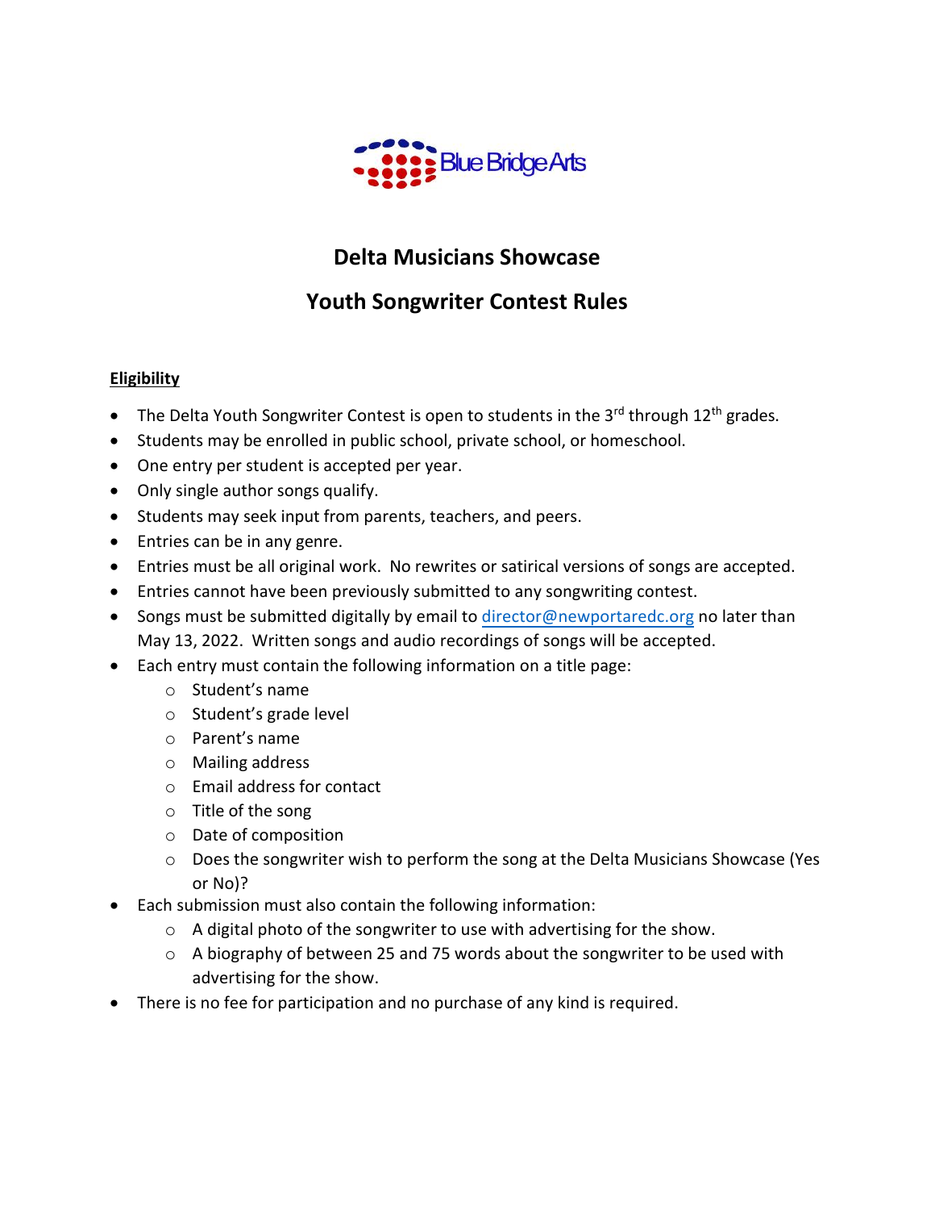Blue Bridge Arts

# Delta Musicians Showcase

## Youth Songwriter Contest Rules

**Eligibility**

- The Delta Youth Songwriter Contest is open to students in the 3rd through 12th grades.
- Students may be enrolled in public school, private school, or homeschool.
- One entry per student is accepted per year.
- Only single author songs qualify.
- Students may seek input from parents, teachers, and peers.
- Entries can be in any genre.
- Entries must be all original work. No rewrites or satirical versions of songs are accepted.
- Entries cannot have been previously submitted to any songwriting contest.
- Songs must be submitted digitally by email to director@newportaredc.org no later than May 13, 2022. Written songs and audio recordings of songs will be accepted.
- Each entry must contain the following information on a title page:
  - Student's name
  - Student's grade level
  - Parent's name
  - Mailing address
  - Email address for contact
  - Title of the song
  - Date of composition
  - Does the songwriter wish to perform the song at the Delta Musicians Showcase (Yes or No)?
- Each submission must also contain the following information:
  - A digital photo of the songwriter to use with advertising for the show.
  - A biography of between 25 and 75 words about the songwriter to be used with advertising for the show.
- There is no fee for participation and no purchase of any kind is required.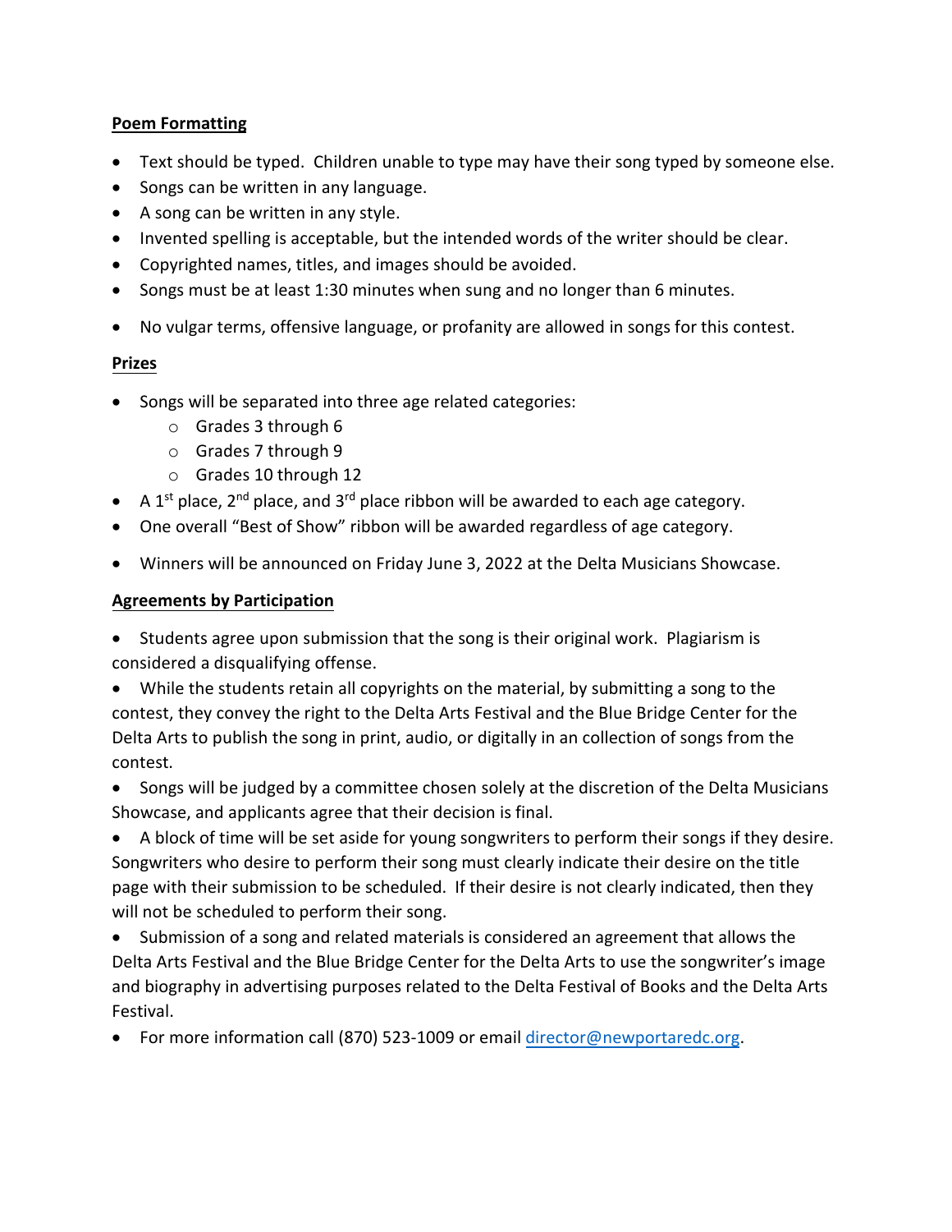**Poem Formatting**

- Text should be typed. Children unable to type may have their song typed by someone else.
- Songs can be written in any language.
- A song can be written in any style.
- Invented spelling is acceptable, but the intended words of the writer should be clear.
- Copyrighted names, titles, and images should be avoided.
- Songs must be at least 1:30 minutes when sung and no longer than 6 minutes.
- No vulgar terms, offensive language, or profanity are allowed in songs for this contest.

**Prizes**

- Songs will be separated into three age related categories:
  - Grades 3 through 6
  - Grades 7 through 9
  - Grades 10 through 12
- A 1st place, 2nd place, and 3rd place ribbon will be awarded to each age category.
- One overall "Best of Show" ribbon will be awarded regardless of age category.
- Winners will be announced on Friday June 3, 2022 at the Delta Musicians Showcase.

**Agreements by Participation**

- Students agree upon submission that the song is their original work. Plagiarism is considered a disqualifying offense.
- While the students retain all copyrights on the material, by submitting a song to the contest, they convey the right to the Delta Arts Festival and the Blue Bridge Center for the Delta Arts to publish the song in print, audio, or digitally in an collection of songs from the contest.
- Songs will be judged by a committee chosen solely at the discretion of the Delta Musicians Showcase, and applicants agree that their decision is final.
- A block of time will be set aside for young songwriters to perform their songs if they desire. Songwriters who desire to perform their song must clearly indicate their desire on the title page with their submission to be scheduled. If their desire is not clearly indicated, then they will not be scheduled to perform their song.
- Submission of a song and related materials is considered an agreement that allows the Delta Arts Festival and the Blue Bridge Center for the Delta Arts to use the songwriter's image and biography in advertising purposes related to the Delta Festival of Books and the Delta Arts Festival.
- For more information call (870) 523-1009 or email director@newportaredc.org.